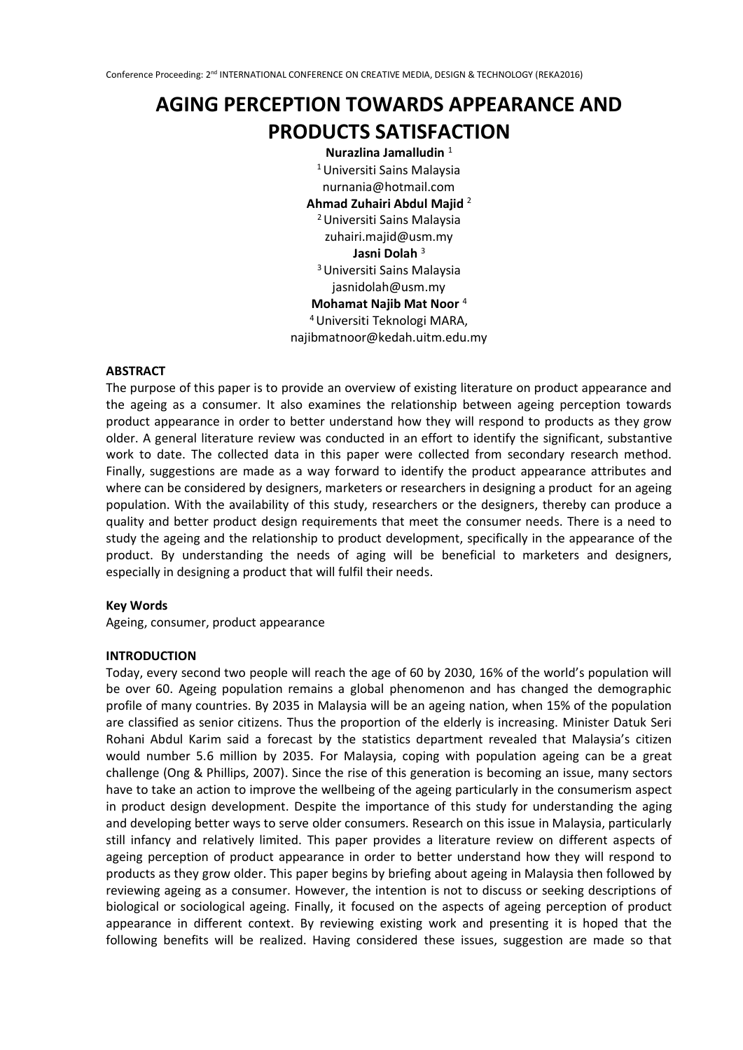# AGING PERCEPTION TOWARDS APPEARANCE AND PRODUCTS SATISFACTION

**Nurazlina Jamalludin** [1]
[1] Universiti Sains Malaysia
nurnania@hotmail.com
**Ahmad Zuhairi Abdul Majid** [2]
[2] Universiti Sains Malaysia
zuhairi.majid@usm.my
**Jasni Dolah** [3]
[3] Universiti Sains Malaysia
jasnidolah@usm.my
**Mohamat Najib Mat Noor** [4]
[4] Universiti Teknologi MARA,
najibmatnoor@kedah.uitm.edu.my

**ABSTRACT**

The purpose of this paper is to provide an overview of existing literature on product appearance and the ageing as a consumer. It also examines the relationship between ageing perception towards product appearance in order to better understand how they will respond to products as they grow older. A general literature review was conducted in an effort to identify the significant, substantive work to date. The collected data in this paper were collected from secondary research method. Finally, suggestions are made as a way forward to identify the product appearance attributes and where can be considered by designers, marketers or researchers in designing a product for an ageing population. With the availability of this study, researchers or the designers, thereby can produce a quality and better product design requirements that meet the consumer needs. There is a need to study the ageing and the relationship to product development, specifically in the appearance of the product. By understanding the needs of aging will be beneficial to marketers and designers, especially in designing a product that will fulfil their needs.

**Key Words**

Ageing, consumer, product appearance

**INTRODUCTION**

Today, every second two people will reach the age of 60 by 2030, 16% of the world's population will be over 60. Ageing population remains a global phenomenon and has changed the demographic profile of many countries. By 2035 in Malaysia will be an ageing nation, when 15% of the population are classified as senior citizens. Thus the proportion of the elderly is increasing. Minister Datuk Seri Rohani Abdul Karim said a forecast by the statistics department revealed that Malaysia's citizen would number 5.6 million by 2035. For Malaysia, coping with population ageing can be a great challenge (Ong & Phillips, 2007). Since the rise of this generation is becoming an issue, many sectors have to take an action to improve the wellbeing of the ageing particularly in the consumerism aspect in product design development. Despite the importance of this study for understanding the aging and developing better ways to serve older consumers. Research on this issue in Malaysia, particularly still infancy and relatively limited. This paper provides a literature review on different aspects of ageing perception of product appearance in order to better understand how they will respond to products as they grow older. This paper begins by briefing about ageing in Malaysia then followed by reviewing ageing as a consumer. However, the intention is not to discuss or seeking descriptions of biological or sociological ageing. Finally, it focused on the aspects of ageing perception of product appearance in different context. By reviewing existing work and presenting it is hoped that the following benefits will be realized. Having considered these issues, suggestion are made so that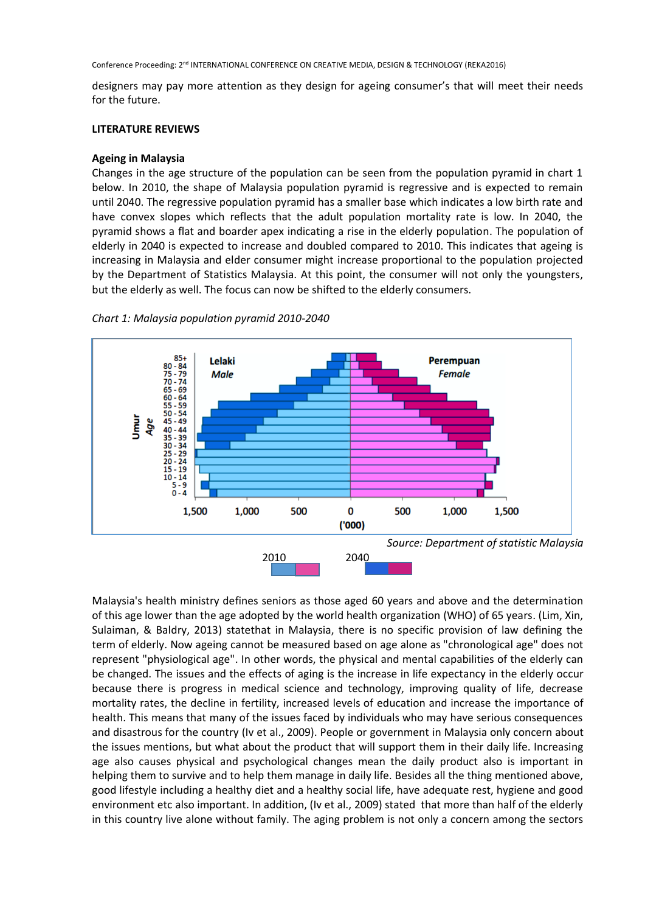designers may pay more attention as they design for ageing consumer's that will meet their needs for the future.

## LITERATURE REVIEWS

### Ageing in Malaysia

Changes in the age structure of the population can be seen from the population pyramid in chart 1 below. In 2010, the shape of Malaysia population pyramid is regressive and is expected to remain until 2040. The regressive population pyramid has a smaller base which indicates a low birth rate and have convex slopes which reflects that the adult population mortality rate is low. In 2040, the pyramid shows a flat and boarder apex indicating a rise in the elderly population. The population of elderly in 2040 is expected to increase and doubled compared to 2010. This indicates that ageing is increasing in Malaysia and elder consumer might increase proportional to the population projected by the Department of Statistics Malaysia. At this point, the consumer will not only the youngsters, but the elderly as well. The focus can now be shifted to the elderly consumers.

*Chart 1: Malaysia population pyramid 2010-2040*

*Source: Department of statistic Malaysia*

Malaysia's health ministry defines seniors as those aged 60 years and above and the determination of this age lower than the age adopted by the world health organization (WHO) of 65 years. (Lim, Xin, Sulaiman, & Baldry, 2013) statethat in Malaysia, there is no specific provision of law defining the term of elderly. Now ageing cannot be measured based on age alone as "chronological age" does not represent "physiological age". In other words, the physical and mental capabilities of the elderly can be changed. The issues and the effects of aging is the increase in life expectancy in the elderly occur because there is progress in medical science and technology, improving quality of life, decrease mortality rates, the decline in fertility, increased levels of education and increase the importance of health. This means that many of the issues faced by individuals who may have serious consequences and disastrous for the country (Iv et al., 2009). People or government in Malaysia only concern about the issues mentions, but what about the product that will support them in their daily life. Increasing age also causes physical and psychological changes mean the daily product also is important in helping them to survive and to help them manage in daily life. Besides all the thing mentioned above, good lifestyle including a healthy diet and a healthy social life, have adequate rest, hygiene and good environment etc also important. In addition, (Iv et al., 2009) stated that more than half of the elderly in this country live alone without family. The aging problem is not only a concern among the sectors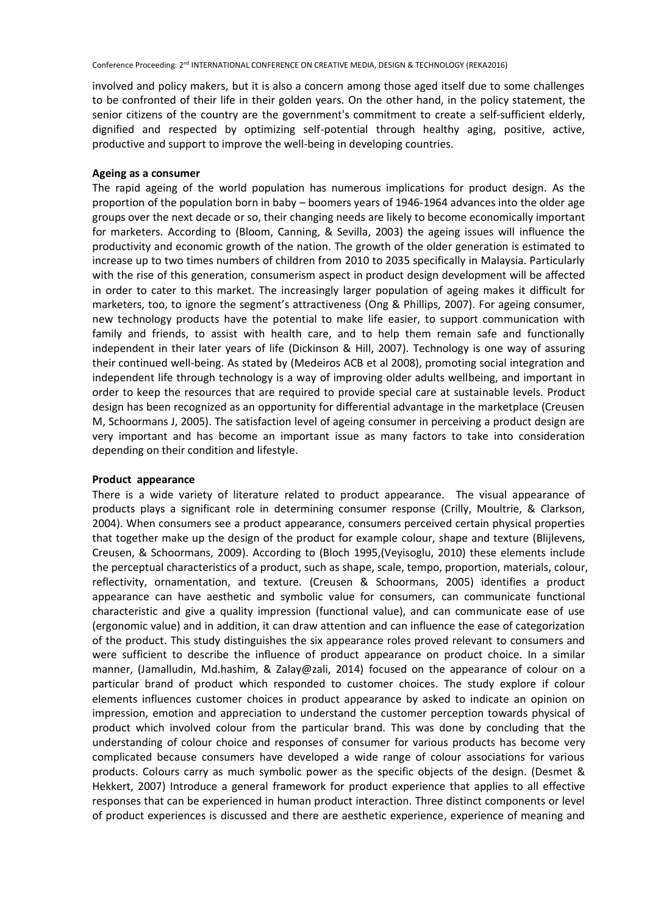involved and policy makers, but it is also a concern among those aged itself due to some challenges to be confronted of their life in their golden years. On the other hand, in the policy statement, the senior citizens of the country are the government's commitment to create a self-sufficient elderly, dignified and respected by optimizing self-potential through healthy aging, positive, active, productive and support to improve the well-being in developing countries.

**Ageing as a consumer**

The rapid ageing of the world population has numerous implications for product design. As the proportion of the population born in baby – boomers years of 1946-1964 advances into the older age groups over the next decade or so, their changing needs are likely to become economically important for marketers. According to (Bloom, Canning, & Sevilla, 2003) the ageing issues will influence the productivity and economic growth of the nation. The growth of the older generation is estimated to increase up to two times numbers of children from 2010 to 2035 specifically in Malaysia. Particularly with the rise of this generation, consumerism aspect in product design development will be affected in order to cater to this market. The increasingly larger population of ageing makes it difficult for marketers, too, to ignore the segment's attractiveness (Ong & Phillips, 2007). For ageing consumer, new technology products have the potential to make life easier, to support communication with family and friends, to assist with health care, and to help them remain safe and functionally independent in their later years of life (Dickinson & Hill, 2007). Technology is one way of assuring their continued well-being. As stated by (Medeiros ACB et al 2008), promoting social integration and independent life through technology is a way of improving older adults wellbeing, and important in order to keep the resources that are required to provide special care at sustainable levels. Product design has been recognized as an opportunity for differential advantage in the marketplace (Creusen M, Schoormans J, 2005). The satisfaction level of ageing consumer in perceiving a product design are very important and has become an important issue as many factors to take into consideration depending on their condition and lifestyle.

**Product appearance**

There is a wide variety of literature related to product appearance. The visual appearance of products plays a significant role in determining consumer response (Crilly, Moultrie, & Clarkson, 2004). When consumers see a product appearance, consumers perceived certain physical properties that together make up the design of the product for example colour, shape and texture (Blijlevens, Creusen, & Schoormans, 2009). According to (Bloch 1995,(Veyisoglu, 2010) these elements include the perceptual characteristics of a product, such as shape, scale, tempo, proportion, materials, colour, reflectivity, ornamentation, and texture. (Creusen & Schoormans, 2005) identifies a product appearance can have aesthetic and symbolic value for consumers, can communicate functional characteristic and give a quality impression (functional value), and can communicate ease of use (ergonomic value) and in addition, it can draw attention and can influence the ease of categorization of the product. This study distinguishes the six appearance roles proved relevant to consumers and were sufficient to describe the influence of product appearance on product choice. In a similar manner, (Jamalludin, Md.hashim, & Zalay@zali, 2014) focused on the appearance of colour on a particular brand of product which responded to customer choices. The study explore if colour elements influences customer choices in product appearance by asked to indicate an opinion on impression, emotion and appreciation to understand the customer perception towards physical of product which involved colour from the particular brand. This was done by concluding that the understanding of colour choice and responses of consumer for various products has become very complicated because consumers have developed a wide range of colour associations for various products. Colours carry as much symbolic power as the specific objects of the design. (Desmet & Hekkert, 2007) Introduce a general framework for product experience that applies to all effective responses that can be experienced in human product interaction. Three distinct components or level of product experiences is discussed and there are aesthetic experience, experience of meaning and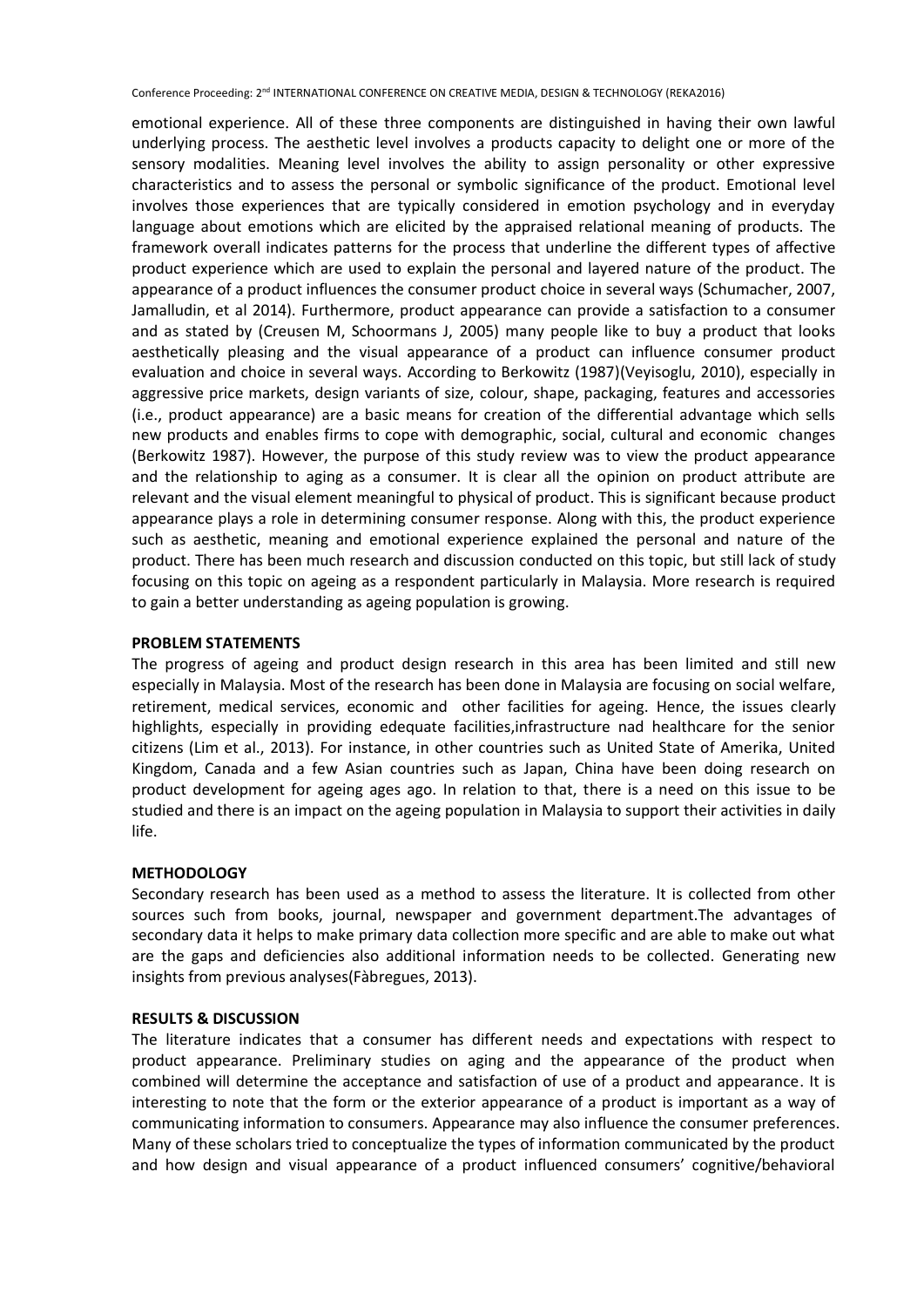emotional experience. All of these three components are distinguished in having their own lawful underlying process. The aesthetic level involves a products capacity to delight one or more of the sensory modalities. Meaning level involves the ability to assign personality or other expressive characteristics and to assess the personal or symbolic significance of the product. Emotional level involves those experiences that are typically considered in emotion psychology and in everyday language about emotions which are elicited by the appraised relational meaning of products. The framework overall indicates patterns for the process that underline the different types of affective product experience which are used to explain the personal and layered nature of the product. The appearance of a product influences the consumer product choice in several ways (Schumacher, 2007, Jamalludin, et al 2014). Furthermore, product appearance can provide a satisfaction to a consumer and as stated by (Creusen M, Schoormans J, 2005) many people like to buy a product that looks aesthetically pleasing and the visual appearance of a product can influence consumer product evaluation and choice in several ways. According to Berkowitz (1987)(Veyisoglu, 2010), especially in aggressive price markets, design variants of size, colour, shape, packaging, features and accessories (i.e., product appearance) are a basic means for creation of the differential advantage which sells new products and enables firms to cope with demographic, social, cultural and economic changes (Berkowitz 1987). However, the purpose of this study review was to view the product appearance and the relationship to aging as a consumer. It is clear all the opinion on product attribute are relevant and the visual element meaningful to physical of product. This is significant because product appearance plays a role in determining consumer response. Along with this, the product experience such as aesthetic, meaning and emotional experience explained the personal and nature of the product. There has been much research and discussion conducted on this topic, but still lack of study focusing on this topic on ageing as a respondent particularly in Malaysia. More research is required to gain a better understanding as ageing population is growing.

## PROBLEM STATEMENTS

The progress of ageing and product design research in this area has been limited and still new especially in Malaysia. Most of the research has been done in Malaysia are focusing on social welfare, retirement, medical services, economic and other facilities for ageing. Hence, the issues clearly highlights, especially in providing edequate facilities,infrastructure nad healthcare for the senior citizens (Lim et al., 2013). For instance, in other countries such as United State of Amerika, United Kingdom, Canada and a few Asian countries such as Japan, China have been doing research on product development for ageing ages ago. In relation to that, there is a need on this issue to be studied and there is an impact on the ageing population in Malaysia to support their activities in daily life.

## METHODOLOGY

Secondary research has been used as a method to assess the literature. It is collected from other sources such from books, journal, newspaper and government department.The advantages of secondary data it helps to make primary data collection more specific and are able to make out what are the gaps and deficiencies also additional information needs to be collected. Generating new insights from previous analyses(Fàbregues, 2013).

## RESULTS & DISCUSSION

The literature indicates that a consumer has different needs and expectations with respect to product appearance. Preliminary studies on aging and the appearance of the product when combined will determine the acceptance and satisfaction of use of a product and appearance. It is interesting to note that the form or the exterior appearance of a product is important as a way of communicating information to consumers. Appearance may also influence the consumer preferences. Many of these scholars tried to conceptualize the types of information communicated by the product and how design and visual appearance of a product influenced consumers' cognitive/behavioral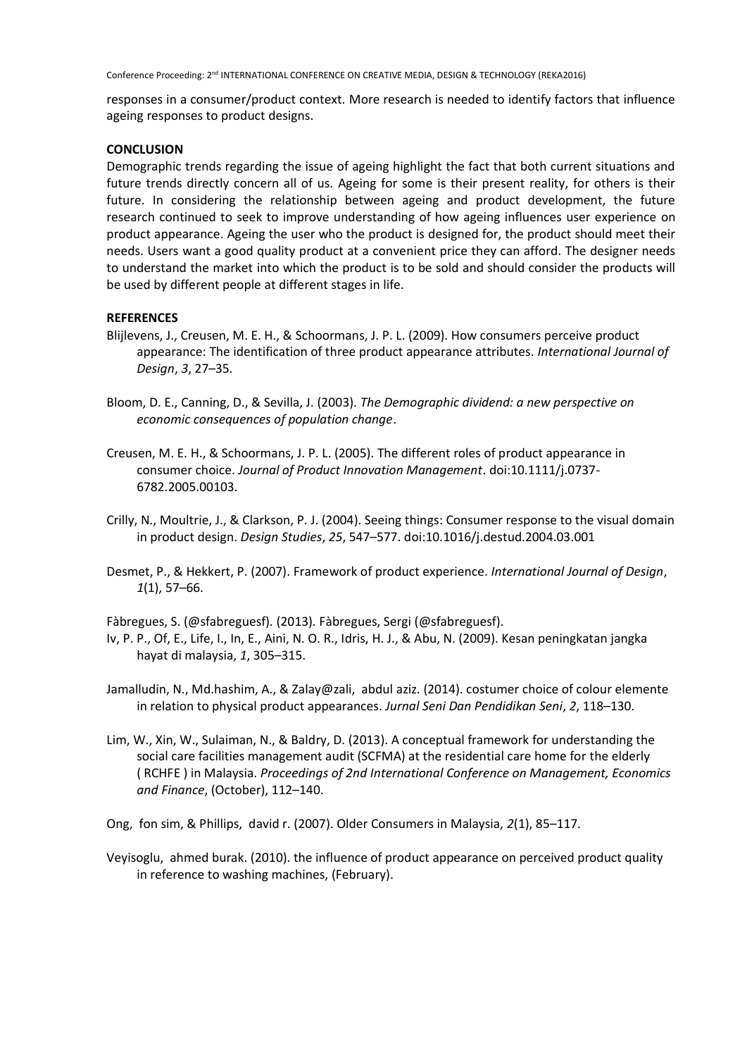responses in a consumer/product context. More research is needed to identify factors that influence ageing responses to product designs.

## CONCLUSION

Demographic trends regarding the issue of ageing highlight the fact that both current situations and future trends directly concern all of us. Ageing for some is their present reality, for others is their future. In considering the relationship between ageing and product development, the future research continued to seek to improve understanding of how ageing influences user experience on product appearance. Ageing the user who the product is designed for, the product should meet their needs. Users want a good quality product at a convenient price they can afford. The designer needs to understand the market into which the product is to be sold and should consider the products will be used by different people at different stages in life.

## REFERENCES

Blijlevens, J., Creusen, M. E. H., & Schoormans, J. P. L. (2009). How consumers perceive product appearance: The identification of three product appearance attributes. *International Journal of Design*, *3*, 27–35.

Bloom, D. E., Canning, D., & Sevilla, J. (2003). *The Demographic dividend: a new perspective on economic consequences of population change*.

Creusen, M. E. H., & Schoormans, J. P. L. (2005). The different roles of product appearance in consumer choice. *Journal of Product Innovation Management*. doi:10.1111/j.0737-6782.2005.00103.

Crilly, N., Moultrie, J., & Clarkson, P. J. (2004). Seeing things: Consumer response to the visual domain in product design. *Design Studies*, *25*, 547–577. doi:10.1016/j.destud.2004.03.001

Desmet, P., & Hekkert, P. (2007). Framework of product experience. *International Journal of Design*, *1*(1), 57–66.

Fàbregues, S. (@sfabreguesf). (2013). Fàbregues, Sergi (@sfabreguesf).

Iv, P. P., Of, E., Life, I., In, E., Aini, N. O. R., Idris, H. J., & Abu, N. (2009). Kesan peningkatan jangka hayat di malaysia, *1*, 305–315.

Jamalludin, N., Md.hashim, A., & Zalay@zali, abdul aziz. (2014). costumer choice of colour elemente in relation to physical product appearances. *Jurnal Seni Dan Pendidikan Seni*, *2*, 118–130.

Lim, W., Xin, W., Sulaiman, N., & Baldry, D. (2013). A conceptual framework for understanding the social care facilities management audit (SCFMA) at the residential care home for the elderly ( RCHFE ) in Malaysia. *Proceedings of 2nd International Conference on Management, Economics and Finance*, (October), 112–140.

Ong, fon sim, & Phillips, david r. (2007). Older Consumers in Malaysia, *2*(1), 85–117.

Veyisoglu, ahmed burak. (2010). the influence of product appearance on perceived product quality in reference to washing machines, (February).